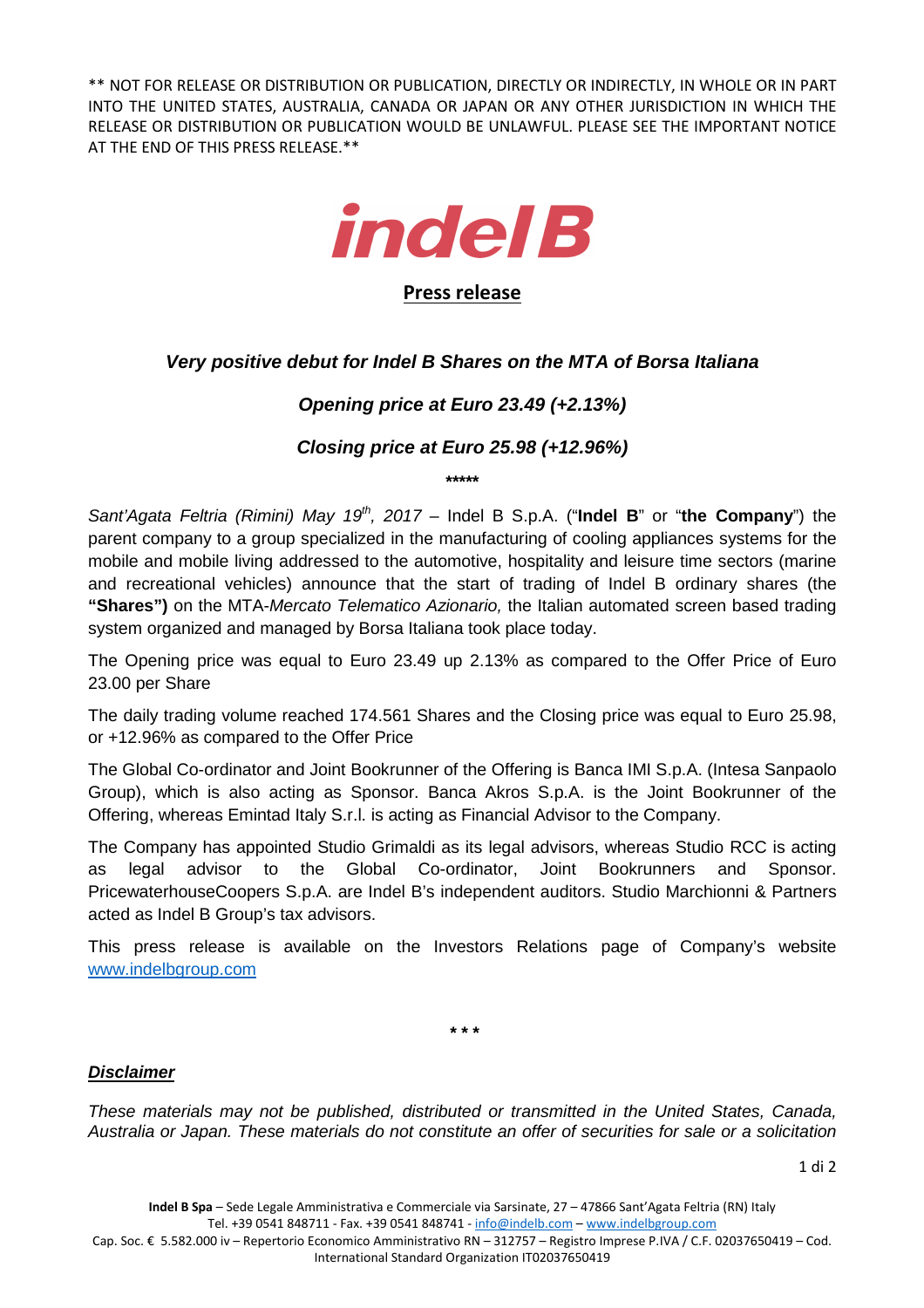** NOT FOR RELEASE OR DISTRIBUTION OR PUBLICATION, DIRECTLY OR INDIRECTLY, IN WHOLE OR IN PART INTO THE UNITED STATES, AUSTRALIA, CANADA OR JAPAN OR ANY OTHER JURISDICTION IN WHICH THE RELEASE OR DISTRIBUTION OR PUBLICATION WOULD BE UNLAWFUL. PLEASE SEE THE IMPORTANT NOTICE AT THE END OF THIS PRESS RELEASE.**

indel B

**Press release**

### ***Very positive debut for Indel B Shares on the MTA of Borsa Italiana***

### ***Opening price at Euro 23.49 (+2.13%)***

### ***Closing price at Euro 25.98 (+12.96%)***

*****

*Sant'Agata Feltria (Rimini) May 19th, 2017* – Indel B S.p.A. ("**Indel B**" or "**the Company**") the parent company to a group specialized in the manufacturing of cooling appliances systems for the mobile and mobile living addressed to the automotive, hospitality and leisure time sectors (marine and recreational vehicles) announce that the start of trading of Indel B ordinary shares (the **"Shares")** on the MTA-*Mercato Telematico Azionario,* the Italian automated screen based trading system organized and managed by Borsa Italiana took place today.

The Opening price was equal to Euro 23.49 up 2.13% as compared to the Offer Price of Euro 23.00 per Share

The daily trading volume reached 174.561 Shares and the Closing price was equal to Euro 25.98, or +12.96% as compared to the Offer Price

The Global Co-ordinator and Joint Bookrunner of the Offering is Banca IMI S.p.A. (Intesa Sanpaolo Group), which is also acting as Sponsor. Banca Akros S.p.A. is the Joint Bookrunner of the Offering, whereas Emintad Italy S.r.l. is acting as Financial Advisor to the Company.

The Company has appointed Studio Grimaldi as its legal advisors, whereas Studio RCC is acting as legal advisor to the Global Co-ordinator, Joint Bookrunners and Sponsor. PricewaterhouseCoopers S.p.A. are Indel B's independent auditors. Studio Marchionni & Partners acted as Indel B Group's tax advisors.

This press release is available on the Investors Relations page of Company's website www.indelbgroup.com

* * *

***Disclaimer***

*These materials may not be published, distributed or transmitted in the United States, Canada, Australia or Japan. These materials do not constitute an offer of securities for sale or a solicitation*

**Indel B Spa** – Sede Legale Amministrativa e Commerciale via Sarsinate, 27 – 47866 Sant'Agata Feltria (RN) Italy
Tel. +39 0541 848711 - Fax. +39 0541 848741 - info@indelb.com – www.indelbgroup.com
Cap. Soc. € 5.582.000 iv – Repertorio Economico Amministrativo RN – 312757 – Registro Imprese P.IVA / C.F. 02037650419 – Cod. International Standard Organization IT02037650419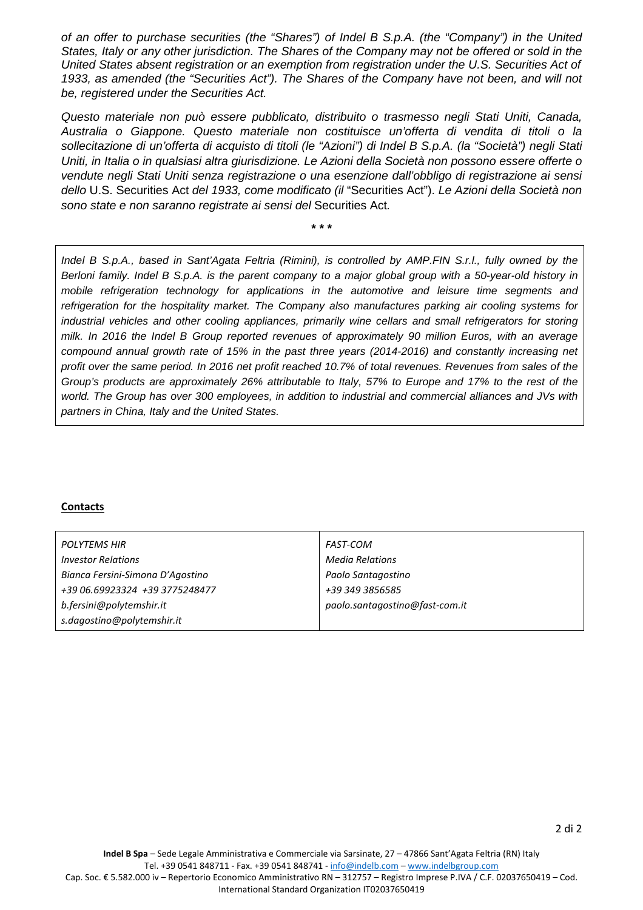*of an offer to purchase securities (the "Shares") of Indel B S.p.A. (the "Company") in the United States, Italy or any other jurisdiction. The Shares of the Company may not be offered or sold in the United States absent registration or an exemption from registration under the U.S. Securities Act of 1933, as amended (the "Securities Act"). The Shares of the Company have not been, and will not be, registered under the Securities Act.*

*Questo materiale non può essere pubblicato, distribuito o trasmesso negli Stati Uniti, Canada, Australia o Giappone. Questo materiale non costituisce un'offerta di vendita di titoli o la sollecitazione di un'offerta di acquisto di titoli (le "Azioni") di Indel B S.p.A. (la "Società") negli Stati Uniti, in Italia o in qualsiasi altra giurisdizione. Le Azioni della Società non possono essere offerte o vendute negli Stati Uniti senza registrazione o una esenzione dall'obbligo di registrazione ai sensi dello* U.S. Securities Act *del 1933, come modificato (il* "Securities Act"). *Le Azioni della Società non sono state e non saranno registrate ai sensi del* Securities Act*.*

\* \* \*

*Indel B S.p.A., based in Sant'Agata Feltria (Rimini), is controlled by AMP.FIN S.r.l., fully owned by the Berloni family. Indel B S.p.A. is the parent company to a major global group with a 50-year-old history in mobile refrigeration technology for applications in the automotive and leisure time segments and refrigeration for the hospitality market. The Company also manufactures parking air cooling systems for industrial vehicles and other cooling appliances, primarily wine cellars and small refrigerators for storing milk. In 2016 the Indel B Group reported revenues of approximately 90 million Euros, with an average compound annual growth rate of 15% in the past three years (2014-2016) and constantly increasing net profit over the same period. In 2016 net profit reached 10.7% of total revenues. Revenues from sales of the Group's products are approximately 26% attributable to Italy, 57% to Europe and 17% to the rest of the world. The Group has over 300 employees, in addition to industrial and commercial alliances and JVs with partners in China, Italy and the United States.*

**Contacts**

| | |
|---|---|
| *POLYTEMS HIR*<br>*Investor Relations*<br>*Bianca Fersini-Simona D'Agostino*<br>*+39 06.69923324 +39 3775248477*<br>*b.fersini@polytemshir.it*<br>*s.dagostino@polytemshir.it* | *FAST-COM*<br>*Media Relations*<br>*Paolo Santagostino*<br>*+39 349 3856585*<br>*paolo.santagostino@fast-com.it* |

**Indel B Spa** – Sede Legale Amministrativa e Commerciale via Sarsinate, 27 – 47866 Sant'Agata Feltria (RN) Italy
Tel. +39 0541 848711 - Fax. +39 0541 848741 - info@indelb.com – www.indelbgroup.com
Cap. Soc. € 5.582.000 iv – Repertorio Economico Amministrativo RN – 312757 – Registro Imprese P.IVA / C.F. 02037650419 – Cod. International Standard Organization IT02037650419